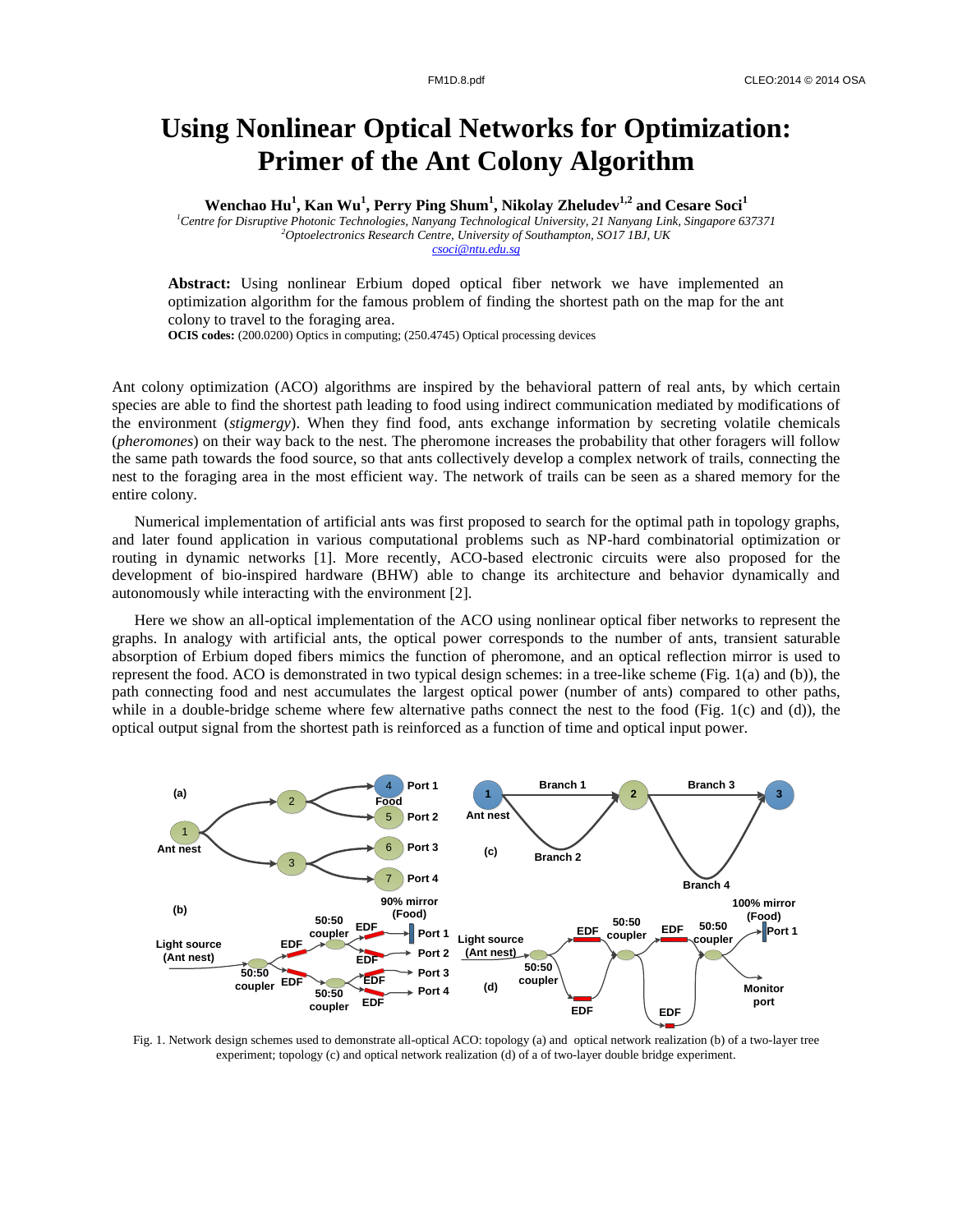# Using Nonlinear Optical Networks for Optimization: Primer of the Ant Colony Algorithm

**Wenchao Hu[1], Kan Wu[1], Perry Ping Shum[1], Nikolay Zheludev[1,2] and Cesare Soci[1]**

[1] *Centre for Disruptive Photonic Technologies, Nanyang Technological University, 21 Nanyang Link, Singapore 637371*
[2] *Optoelectronics Research Centre, University of Southampton, SO17 1BJ, UK*
csoci@ntu.edu.sg

**Abstract:** Using nonlinear Erbium doped optical fiber network we have implemented an optimization algorithm for the famous problem of finding the shortest path on the map for the ant colony to travel to the foraging area.
**OCIS codes:** (200.0200) Optics in computing; (250.4745) Optical processing devices

Ant colony optimization (ACO) algorithms are inspired by the behavioral pattern of real ants, by which certain species are able to find the shortest path leading to food using indirect communication mediated by modifications of the environment (*stigmergy*). When they find food, ants exchange information by secreting volatile chemicals (*pheromones*) on their way back to the nest. The pheromone increases the probability that other foragers will follow the same path towards the food source, so that ants collectively develop a complex network of trails, connecting the nest to the foraging area in the most efficient way. The network of trails can be seen as a shared memory for the entire colony.

Numerical implementation of artificial ants was first proposed to search for the optimal path in topology graphs, and later found application in various computational problems such as NP-hard combinatorial optimization or routing in dynamic networks [1]. More recently, ACO-based electronic circuits were also proposed for the development of bio-inspired hardware (BHW) able to change its architecture and behavior dynamically and autonomously while interacting with the environment [2].

Here we show an all-optical implementation of the ACO using nonlinear optical fiber networks to represent the graphs. In analogy with artificial ants, the optical power corresponds to the number of ants, transient saturable absorption of Erbium doped fibers mimics the function of pheromone, and an optical reflection mirror is used to represent the food. ACO is demonstrated in two typical design schemes: in a tree-like scheme (Fig. 1(a) and (b)), the path connecting food and nest accumulates the largest optical power (number of ants) compared to other paths, while in a double-bridge scheme where few alternative paths connect the nest to the food (Fig. 1(c) and (d)), the optical output signal from the shortest path is reinforced as a function of time and optical input power.

Fig. 1. Network design schemes used to demonstrate all-optical ACO: topology (a) and optical network realization (b) of a two-layer tree experiment; topology (c) and optical network realization (d) of a of two-layer double bridge experiment.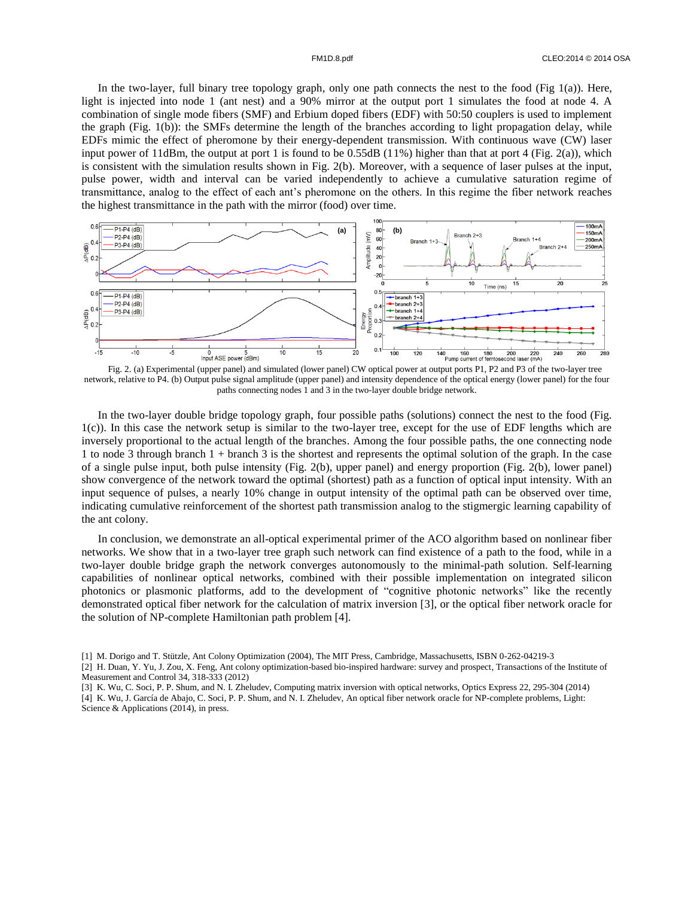In the two-layer, full binary tree topology graph, only one path connects the nest to the food (Fig 1(a)). Here, light is injected into node 1 (ant nest) and a 90% mirror at the output port 1 simulates the food at node 4. A combination of single mode fibers (SMF) and Erbium doped fibers (EDF) with 50:50 couplers is used to implement the graph (Fig. 1(b)): the SMFs determine the length of the branches according to light propagation delay, while EDFs mimic the effect of pheromone by their energy-dependent transmission. With continuous wave (CW) laser input power of 11dBm, the output at port 1 is found to be 0.55dB (11%) higher than that at port 4 (Fig. 2(a)), which is consistent with the simulation results shown in Fig. 2(b). Moreover, with a sequence of laser pulses at the input, pulse power, width and interval can be varied independently to achieve a cumulative saturation regime of transmittance, analog to the effect of each ant's pheromone on the others. In this regime the fiber network reaches the highest transmittance in the path with the mirror (food) over time.

(a)
P1-P4 (dB)
P2-P4 (dB)
P3-P4 (dB)
ΔP(dB)
Input ASE power (dBm)

(b)
Amplitude (mV)
Branch 1+3
Branch 2+3
Branch 1+4
Branch 2+4
100mA
150mA
200mA
250mA
Time (ns)
Energy Proportion
branch 1+3
branch 2+3
branch 1+4
branch 2+4
Pump current of femtosecond laser (mA)

Fig. 2. (a) Experimental (upper panel) and simulated (lower panel) CW optical power at output ports P1, P2 and P3 of the two-layer tree network, relative to P4. (b) Output pulse signal amplitude (upper panel) and intensity dependence of the optical energy (lower panel) for the four paths connecting nodes 1 and 3 in the two-layer double bridge network.

In the two-layer double bridge topology graph, four possible paths (solutions) connect the nest to the food (Fig. 1(c)). In this case the network setup is similar to the two-layer tree, except for the use of EDF lengths which are inversely proportional to the actual length of the branches. Among the four possible paths, the one connecting node 1 to node 3 through branch 1 + branch 3 is the shortest and represents the optimal solution of the graph. In the case of a single pulse input, both pulse intensity (Fig. 2(b), upper panel) and energy proportion (Fig. 2(b), lower panel) show convergence of the network toward the optimal (shortest) path as a function of optical input intensity. With an input sequence of pulses, a nearly 10% change in output intensity of the optimal path can be observed over time, indicating cumulative reinforcement of the shortest path transmission analog to the stigmergic learning capability of the ant colony.

In conclusion, we demonstrate an all-optical experimental primer of the ACO algorithm based on nonlinear fiber networks. We show that in a two-layer tree graph such network can find existence of a path to the food, while in a two-layer double bridge graph the network converges autonomously to the minimal-path solution. Self-learning capabilities of nonlinear optical networks, combined with their possible implementation on integrated silicon photonics or plasmonic platforms, add to the development of "cognitive photonic networks" like the recently demonstrated optical fiber network for the calculation of matrix inversion [3], or the optical fiber network oracle for the solution of NP-complete Hamiltonian path problem [4].

[1] M. Dorigo and T. Stützle, Ant Colony Optimization (2004), The MIT Press, Cambridge, Massachusetts, ISBN 0-262-04219-3

[2] H. Duan, Y. Yu, J. Zou, X. Feng, Ant colony optimization-based bio-inspired hardware: survey and prospect, Transactions of the Institute of Measurement and Control 34, 318-333 (2012)

[3] K. Wu, C. Soci, P. P. Shum, and N. I. Zheludev, Computing matrix inversion with optical networks, Optics Express 22, 295-304 (2014)

[4] K. Wu, J. García de Abajo, C. Soci, P. P. Shum, and N. I. Zheludev, An optical fiber network oracle for NP-complete problems, Light: Science & Applications (2014), in press.